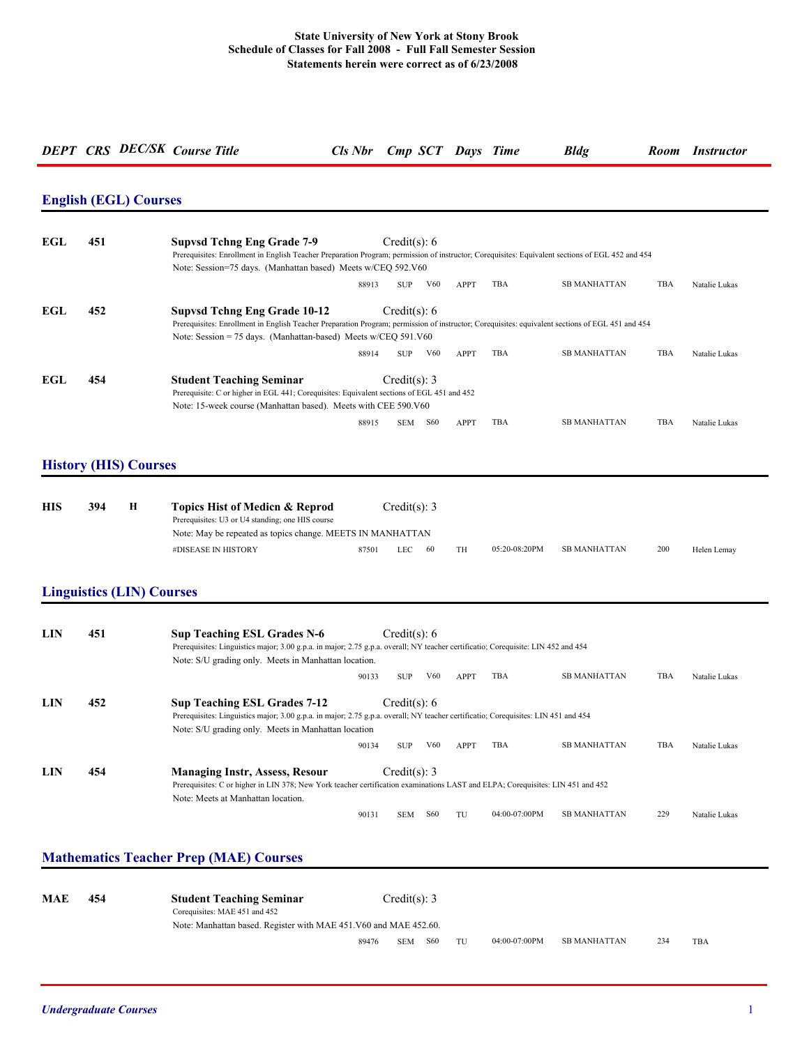**State University of New York at Stony Brook**
**Schedule of Classes for Fall 2008 - Full Fall Semester Session**
**Statements herein were correct as of 6/23/2008**

| DEPT | CRS | DEC/SK | Course Title | Cls Nbr | Cmp | SCT | Days | Time | Bldg | Room | Instructor |
|---|---|---|---|---|---|---|---|---|---|---|---|

## English (EGL) Courses

**EGL 451 — Supvsd Tchng Eng Grade 7-9** — Credit(s): 6

Prerequisites: Enrollment in English Teacher Preparation Program; permission of instructor; Corequisites: Equivalent sections of EGL 452 and 454

Note: Session=75 days. (Manhattan based) Meets w/CEQ 592.V60

| Cls Nbr | Cmp | SCT | Days | Time | Bldg | Room | Instructor |
|---|---|---|---|---|---|---|---|
| 88913 | SUP | V60 | APPT | TBA | SB MANHATTAN | TBA | Natalie Lukas |

**EGL 452 — Supvsd Tchng Eng Grade 10-12** — Credit(s): 6

Prerequisites: Enrollment in English Teacher Preparation Program; permission of instructor; Corequisites: equivalent sections of EGL 451 and 454

Note: Session = 75 days. (Manhattan-based) Meets w/CEQ 591.V60

| Cls Nbr | Cmp | SCT | Days | Time | Bldg | Room | Instructor |
|---|---|---|---|---|---|---|---|
| 88914 | SUP | V60 | APPT | TBA | SB MANHATTAN | TBA | Natalie Lukas |

**EGL 454 — Student Teaching Seminar** — Credit(s): 3

Prerequisite: C or higher in EGL 441; Corequisites: Equivalent sections of EGL 451 and 452

Note: 15-week course (Manhattan based). Meets with CEE 590.V60

| Cls Nbr | Cmp | SCT | Days | Time | Bldg | Room | Instructor |
|---|---|---|---|---|---|---|---|
| 88915 | SEM | S60 | APPT | TBA | SB MANHATTAN | TBA | Natalie Lukas |

## History (HIS) Courses

**HIS 394 H — Topics Hist of Medicn & Reprod** — Credit(s): 3

Prerequisites: U3 or U4 standing; one HIS course

Note: May be repeated as topics change. MEETS IN MANHATTAN

| Topic | Cls Nbr | Cmp | SCT | Days | Time | Bldg | Room | Instructor |
|---|---|---|---|---|---|---|---|---|
| #DISEASE IN HISTORY | 87501 | LEC | 60 | TH | 05:20-08:20PM | SB MANHATTAN | 200 | Helen Lemay |

## Linguistics (LIN) Courses

**LIN 451 — Sup Teaching ESL Grades N-6** — Credit(s): 6

Prerequisites: Linguistics major; 3.00 g.p.a. in major; 2.75 g.p.a. overall; NY teacher certificatio; Corequisite: LIN 452 and 454

Note: S/U grading only. Meets in Manhattan location.

| Cls Nbr | Cmp | SCT | Days | Time | Bldg | Room | Instructor |
|---|---|---|---|---|---|---|---|
| 90133 | SUP | V60 | APPT | TBA | SB MANHATTAN | TBA | Natalie Lukas |

**LIN 452 — Sup Teaching ESL Grades 7-12** — Credit(s): 6

Prerequisites: Linguistics major; 3.00 g.p.a. in major; 2.75 g.p.a. overall; NY teacher certificatio; Corequisites: LIN 451 and 454

Note: S/U grading only. Meets in Manhattan location

| Cls Nbr | Cmp | SCT | Days | Time | Bldg | Room | Instructor |
|---|---|---|---|---|---|---|---|
| 90134 | SUP | V60 | APPT | TBA | SB MANHATTAN | TBA | Natalie Lukas |

**LIN 454 — Managing Instr, Assess, Resour** — Credit(s): 3

Prerequisites: C or higher in LIN 378; New York teacher certification examinations LAST and ELPA; Corequisites: LIN 451 and 452

Note: Meets at Manhattan location.

| Cls Nbr | Cmp | SCT | Days | Time | Bldg | Room | Instructor |
|---|---|---|---|---|---|---|---|
| 90131 | SEM | S60 | TU | 04:00-07:00PM | SB MANHATTAN | 229 | Natalie Lukas |

## Mathematics Teacher Prep (MAE) Courses

**MAE 454 — Student Teaching Seminar** — Credit(s): 3

Corequisites: MAE 451 and 452

Note: Manhattan based. Register with MAE 451.V60 and MAE 452.60.

| Cls Nbr | Cmp | SCT | Days | Time | Bldg | Room | Instructor |
|---|---|---|---|---|---|---|---|
| 89476 | SEM | S60 | TU | 04:00-07:00PM | SB MANHATTAN | 234 | TBA |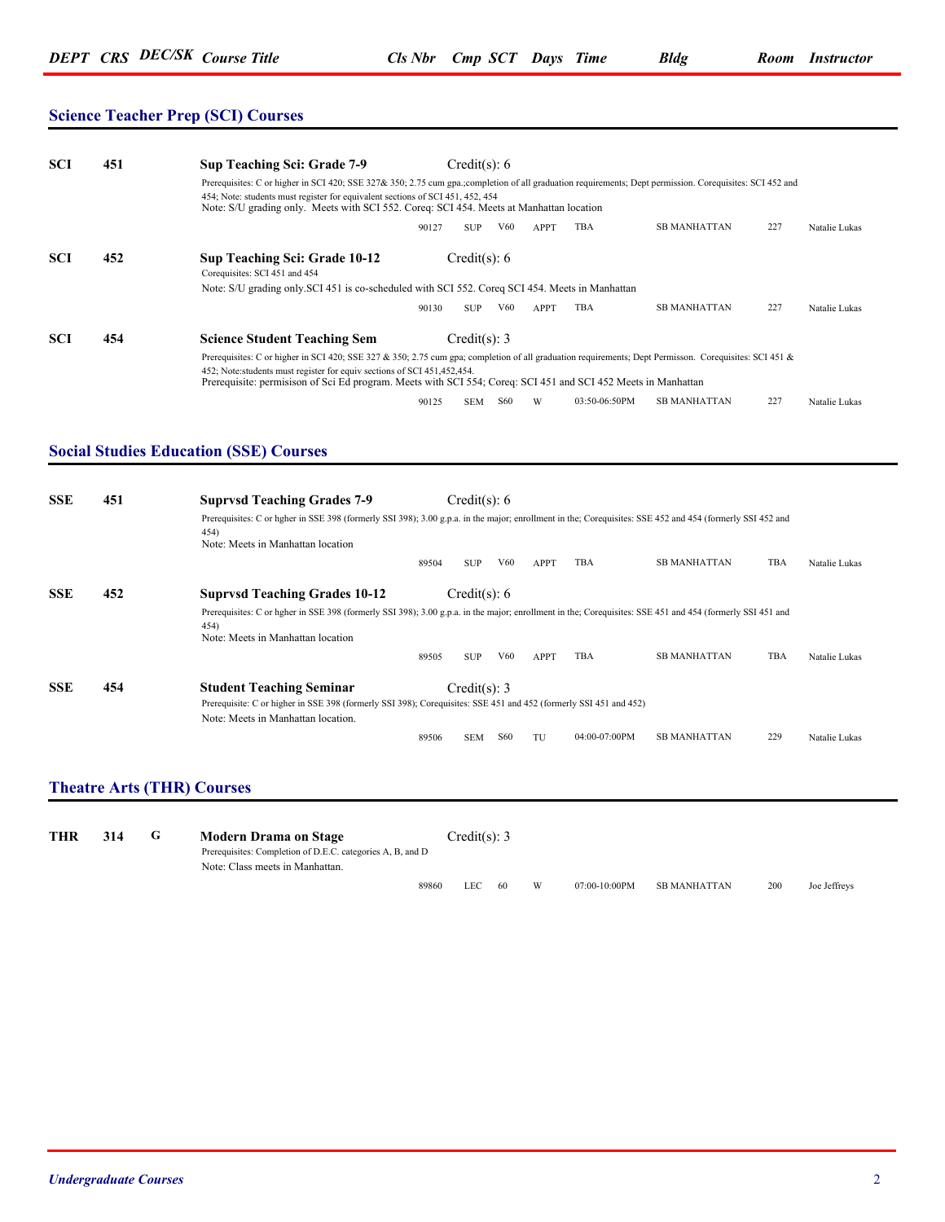| DEPT | CRS | DEC/SK | Course Title | Cls Nbr | Cmp | SCT | Days | Time | Bldg | Room | Instructor |
|---|---|---|---|---|---|---|---|---|---|---|---|

## Science Teacher Prep (SCI) Courses

**SCI 451** — **Sup Teaching Sci: Grade 7-9** — Credit(s): 6

Prerequisites: C or higher in SCI 420; SSE 327& 350; 2.75 cum gpa.;completion of all graduation requirements; Dept permission. Corequisites: SCI 452 and 454; Note: students must register for equivalent sections of SCI 451, 452, 454
Note: S/U grading only. Meets with SCI 552. Coreq: SCI 454. Meets at Manhattan location

| Cls Nbr | Cmp | SCT | Days | Time | Bldg | Room | Instructor |
|---|---|---|---|---|---|---|---|
| 90127 | SUP | V60 | APPT | TBA | SB MANHATTAN | 227 | Natalie Lukas |

**SCI 452** — **Sup Teaching Sci: Grade 10-12** — Credit(s): 6

Corequisites: SCI 451 and 454
Note: S/U grading only.SCI 451 is co-scheduled with SCI 552. Coreq SCI 454. Meets in Manhattan

| Cls Nbr | Cmp | SCT | Days | Time | Bldg | Room | Instructor |
|---|---|---|---|---|---|---|---|
| 90130 | SUP | V60 | APPT | TBA | SB MANHATTAN | 227 | Natalie Lukas |

**SCI 454** — **Science Student Teaching Sem** — Credit(s): 3

Prerequisites: C or higher in SCI 420; SSE 327 & 350; 2.75 cum gpa; completion of all graduation requirements; Dept Permisson. Corequisites: SCI 451 & 452; Note:students must register for equiv sections of SCI 451,452,454.
Prerequisite: permisison of Sci Ed program. Meets with SCI 554; Coreq: SCI 451 and SCI 452 Meets in Manhattan

| Cls Nbr | Cmp | SCT | Days | Time | Bldg | Room | Instructor |
|---|---|---|---|---|---|---|---|
| 90125 | SEM | S60 | W | 03:50-06:50PM | SB MANHATTAN | 227 | Natalie Lukas |

## Social Studies Education (SSE) Courses

**SSE 451** — **Suprvsd Teaching Grades 7-9** — Credit(s): 6

Prerequisites: C or hgher in SSE 398 (formerly SSI 398); 3.00 g.p.a. in the major; enrollment in the; Corequisites: SSE 452 and 454 (formerly SSI 452 and 454)
Note: Meets in Manhattan location

| Cls Nbr | Cmp | SCT | Days | Time | Bldg | Room | Instructor |
|---|---|---|---|---|---|---|---|
| 89504 | SUP | V60 | APPT | TBA | SB MANHATTAN | TBA | Natalie Lukas |

**SSE 452** — **Suprvsd Teaching Grades 10-12** — Credit(s): 6

Prerequisites: C or hgher in SSE 398 (formerly SSI 398); 3.00 g.p.a. in the major; enrollment in the; Corequisites: SSE 451 and 454 (formerly SSI 451 and 454)
Note: Meets in Manhattan location

| Cls Nbr | Cmp | SCT | Days | Time | Bldg | Room | Instructor |
|---|---|---|---|---|---|---|---|
| 89505 | SUP | V60 | APPT | TBA | SB MANHATTAN | TBA | Natalie Lukas |

**SSE 454** — **Student Teaching Seminar** — Credit(s): 3

Prerequisite: C or higher in SSE 398 (formerly SSI 398); Corequisites: SSE 451 and 452 (formerly SSI 451 and 452)
Note: Meets in Manhattan location.

| Cls Nbr | Cmp | SCT | Days | Time | Bldg | Room | Instructor |
|---|---|---|---|---|---|---|---|
| 89506 | SEM | S60 | TU | 04:00-07:00PM | SB MANHATTAN | 229 | Natalie Lukas |

## Theatre Arts (THR) Courses

**THR 314** — G — **Modern Drama on Stage** — Credit(s): 3

Prerequisites: Completion of D.E.C. categories A, B, and D
Note: Class meets in Manhattan.

| Cls Nbr | Cmp | SCT | Days | Time | Bldg | Room | Instructor |
|---|---|---|---|---|---|---|---|
| 89860 | LEC | 60 | W | 07:00-10:00PM | SB MANHATTAN | 200 | Joe Jeffreys |